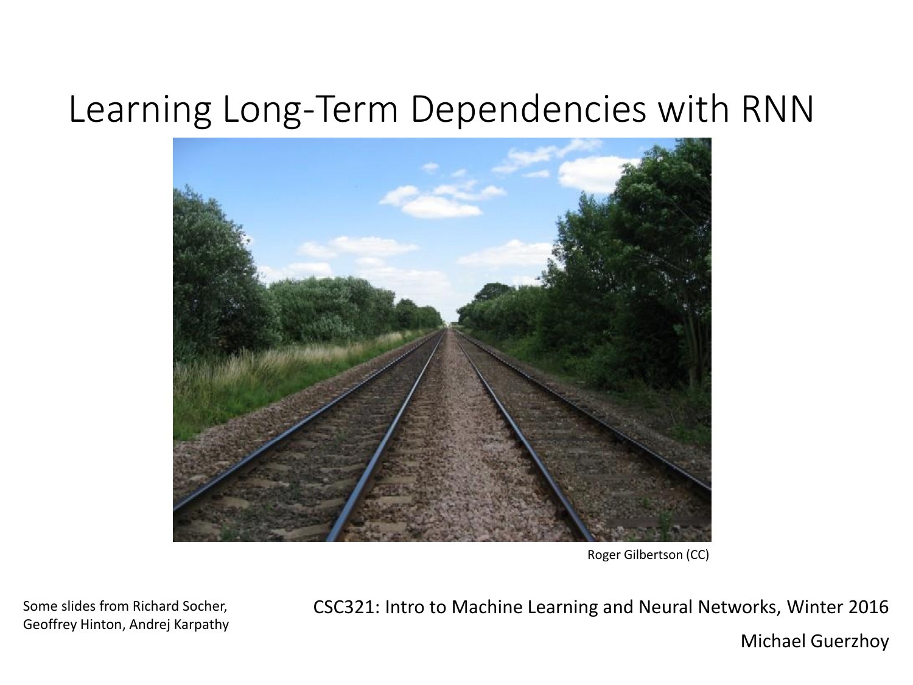# Learning Long-Term Dependencies with RNN

Roger Gilbertson (CC)

Some slides from Richard Socher, Geoffrey Hinton, Andrej Karpathy

CSC321: Intro to Machine Learning and Neural Networks, Winter 2016

Michael Guerzhoy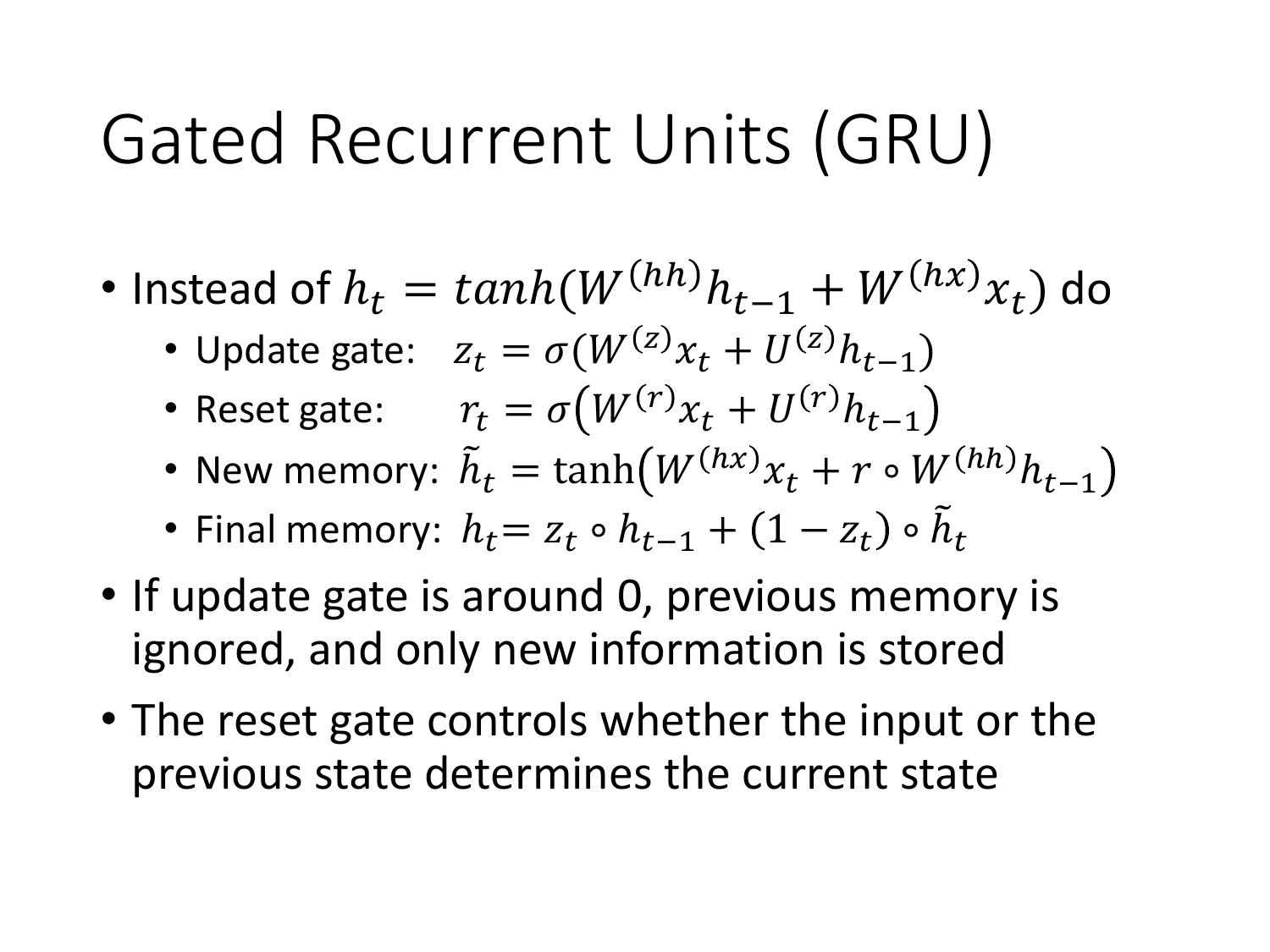# Gated Recurrent Units (GRU)

- Instead of $h_t = tanh(W^{(hh)}h_{t-1} + W^{(hx)}x_t)$ do
  - Update gate: $z_t = \sigma(W^{(z)}x_t + U^{(z)}h_{t-1})$
  - Reset gate: $r_t = \sigma\left(W^{(r)}x_t + U^{(r)}h_{t-1}\right)$
  - New memory: $\tilde{h}_t = \tanh\left(W^{(hx)}x_t + r \circ W^{(hh)}h_{t-1}\right)$
  - Final memory: $h_t = z_t \circ h_{t-1} + (1 - z_t) \circ \tilde{h}_t$
- If update gate is around 0, previous memory is ignored, and only new information is stored
- The reset gate controls whether the input or the previous state determines the current state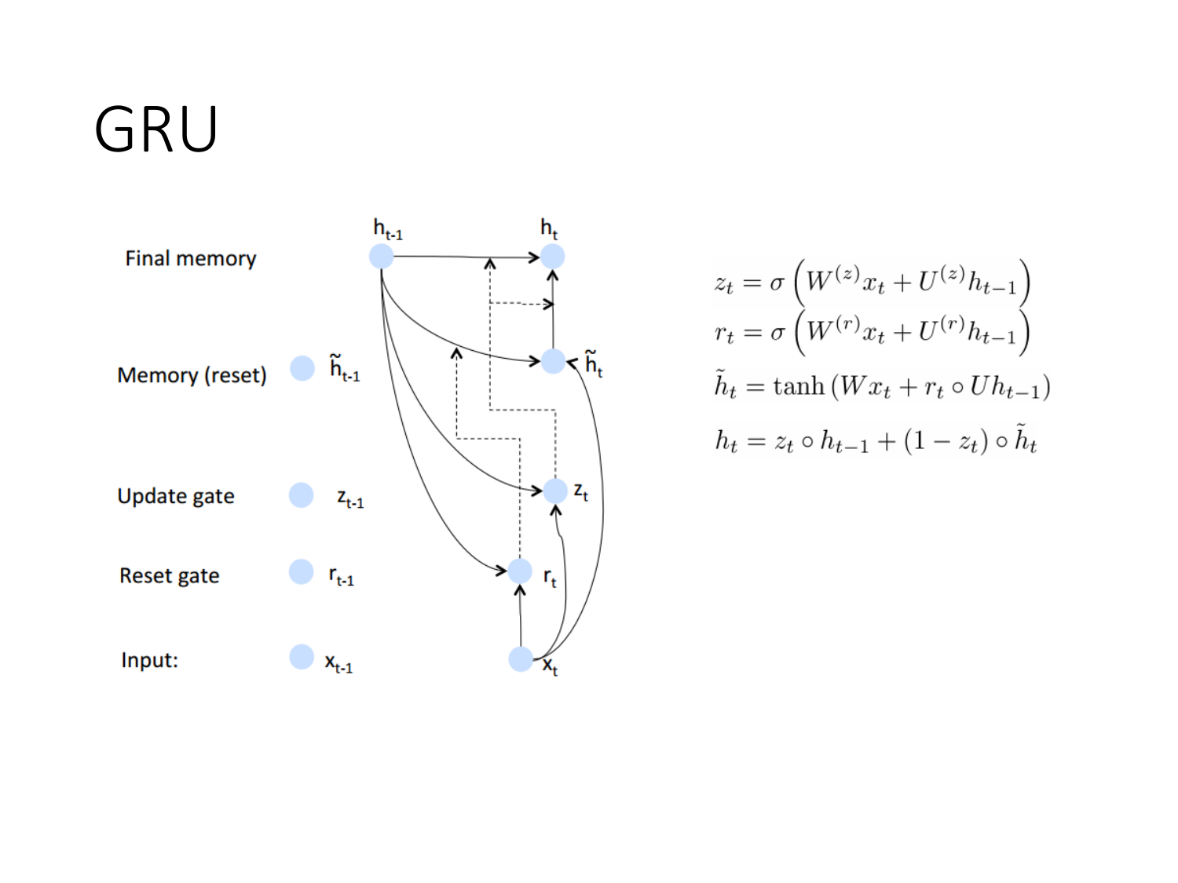# GRU

| | | |
|---|---|---|
| Final memory | $h_{t-1}$ | $h_t$ |
| Memory (reset) | $\tilde{h}_{t-1}$ | $\tilde{h}_t$ |
| Update gate | $z_{t-1}$ | $z_t$ |
| Reset gate | $r_{t-1}$ | $r_t$ |
| Input: | $x_{t-1}$ | $x_t$ |

$$z_t = \sigma\left(W^{(z)}x_t + U^{(z)}h_{t-1}\right)$$

$$r_t = \sigma\left(W^{(r)}x_t + U^{(r)}h_{t-1}\right)$$

$$\tilde{h}_t = \tanh\left(Wx_t + r_t \circ Uh_{t-1}\right)$$

$$h_t = z_t \circ h_{t-1} + (1 - z_t) \circ \tilde{h}_t$$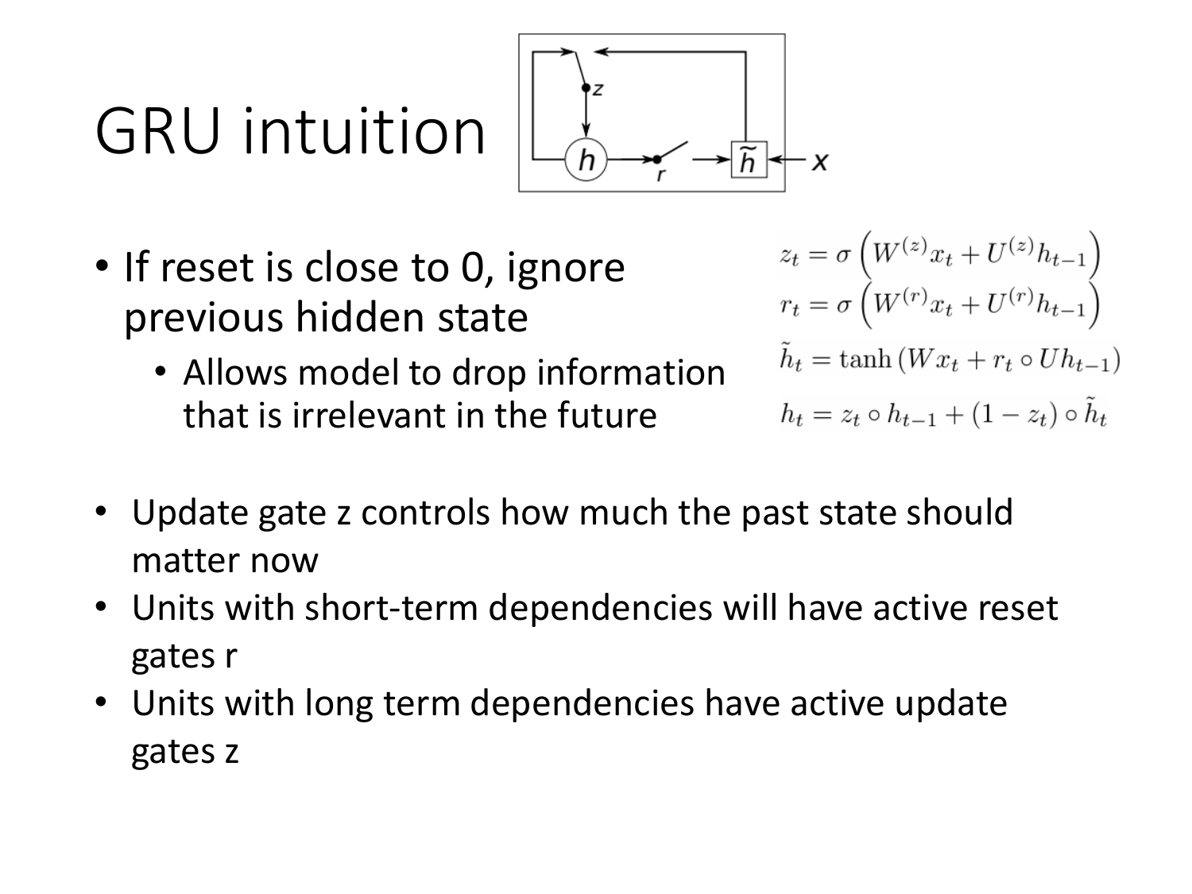# GRU intuition

- If reset is close to 0, ignore previous hidden state
  - Allows model to drop information that is irrelevant in the future

$$z_t = \sigma\left(W^{(z)}x_t + U^{(z)}h_{t-1}\right)$$

$$r_t = \sigma\left(W^{(r)}x_t + U^{(r)}h_{t-1}\right)$$

$$\tilde{h}_t = \tanh\left(Wx_t + r_t \circ Uh_{t-1}\right)$$

$$h_t = z_t \circ h_{t-1} + (1 - z_t) \circ \tilde{h}_t$$

- Update gate z controls how much the past state should matter now
- Units with short-term dependencies will have active reset gates r
- Units with long term dependencies have active update gates z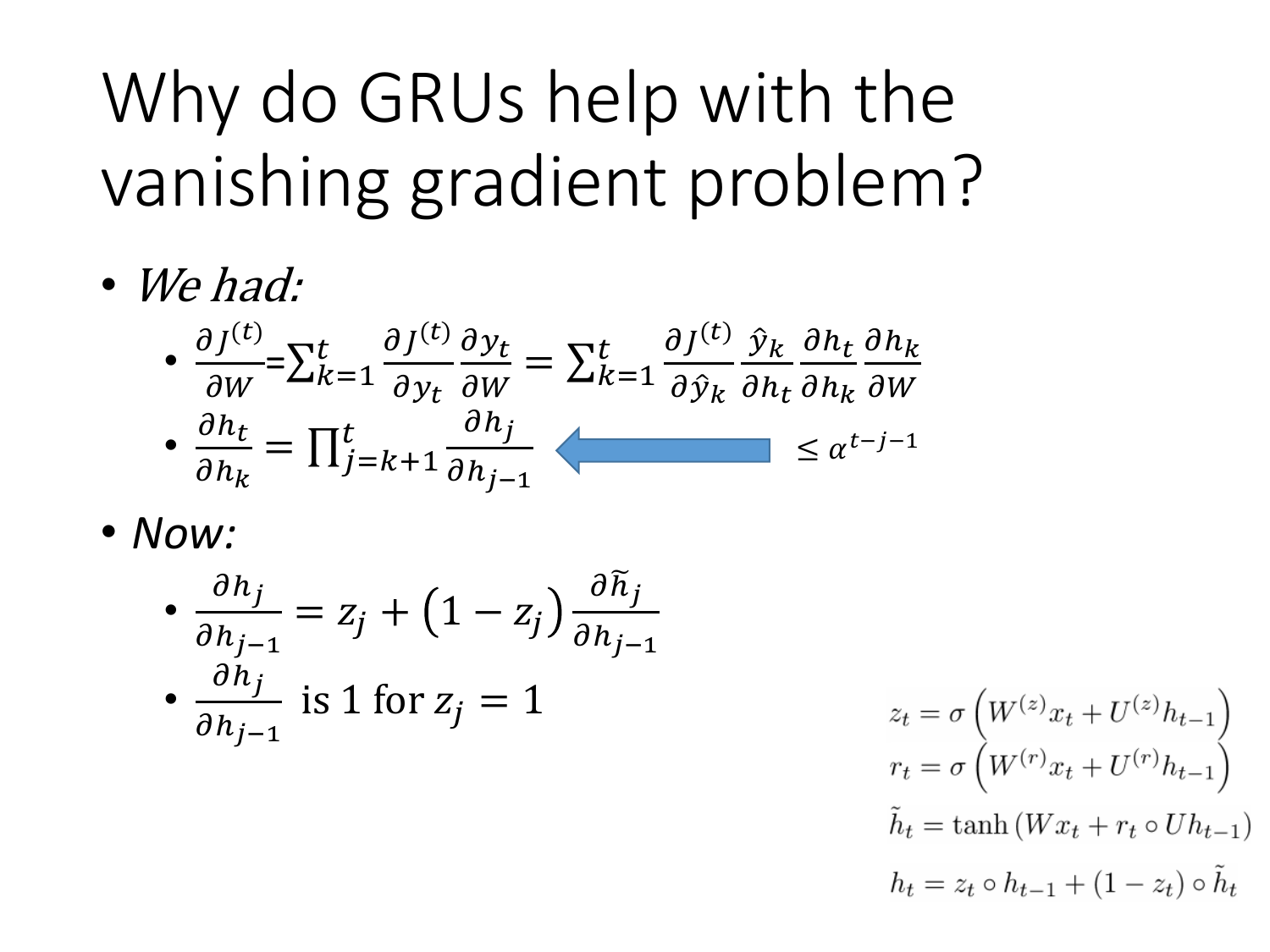# Why do GRUs help with the vanishing gradient problem?

- *We had:*
  - $\frac{\partial J^{(t)}}{\partial W} = \sum_{k=1}^{t} \frac{\partial J^{(t)}}{\partial y_t} \frac{\partial y_t}{\partial W} = \sum_{k=1}^{t} \frac{\partial J^{(t)}}{\partial \hat{y}_k} \frac{\hat{y}_k}{\partial h_t} \frac{\partial h_t}{\partial h_k} \frac{\partial h_k}{\partial W}$
  - $\frac{\partial h_t}{\partial h_k} = \prod_{j=k+1}^{t} \frac{\partial h_j}{\partial h_{j-1}}$ ⟵ $\leq \alpha^{t-j-1}$
- *Now:*
  - $\frac{\partial h_j}{\partial h_{j-1}} = z_j + (1 - z_j) \frac{\partial \tilde{h}_j}{\partial h_{j-1}}$
  - $\frac{\partial h_j}{\partial h_{j-1}}$ is 1 for $z_j = 1$

$$z_t = \sigma\left(W^{(z)} x_t + U^{(z)} h_{t-1}\right)$$

$$r_t = \sigma\left(W^{(r)} x_t + U^{(r)} h_{t-1}\right)$$

$$\tilde{h}_t = \tanh\left(W x_t + r_t \circ U h_{t-1}\right)$$

$$h_t = z_t \circ h_{t-1} + (1 - z_t) \circ \tilde{h}_t$$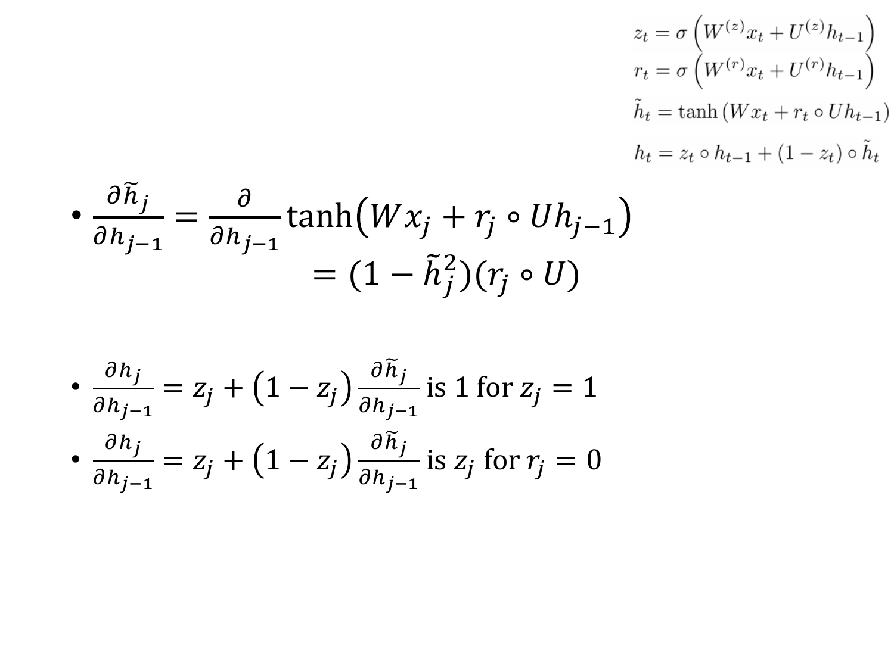$$z_t = \sigma\left(W^{(z)}x_t + U^{(z)}h_{t-1}\right)$$
$$r_t = \sigma\left(W^{(r)}x_t + U^{(r)}h_{t-1}\right)$$
$$\tilde{h}_t = \tanh\left(Wx_t + r_t \circ Uh_{t-1}\right)$$
$$h_t = z_t \circ h_{t-1} + (1 - z_t) \circ \tilde{h}_t$$

- $\frac{\partial \tilde{h}_j}{\partial h_{j-1}} = \frac{\partial}{\partial h_{j-1}} \tanh\left(Wx_j + r_j \circ Uh_{j-1}\right)$
  $= (1 - \tilde{h}_j^2)(r_j \circ U)$

- $\frac{\partial h_j}{\partial h_{j-1}} = z_j + \left(1 - z_j\right)\frac{\partial \tilde{h}_j}{\partial h_{j-1}}$ is 1 for $z_j = 1$
- $\frac{\partial h_j}{\partial h_{j-1}} = z_j + \left(1 - z_j\right)\frac{\partial \tilde{h}_j}{\partial h_{j-1}}$ is $z_j$ for $r_j = 0$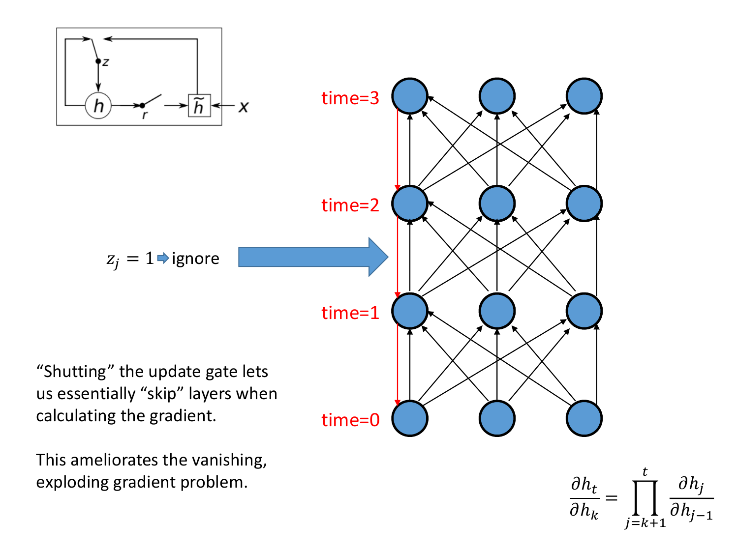$z_j = 1 \Rightarrow$ ignore

"Shutting" the update gate lets us essentially "skip" layers when calculating the gradient.

This ameliorates the vanishing, exploding gradient problem.

$$\frac{\partial h_t}{\partial h_k} = \prod_{j=k+1}^{t} \frac{\partial h_j}{\partial h_{j-1}}$$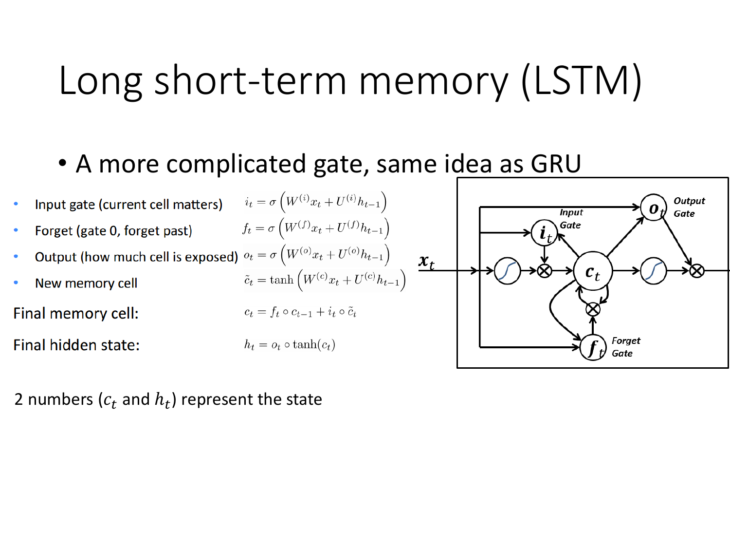# Long short-term memory (LSTM)

- A more complicated gate, same idea as GRU

- Input gate (current cell matters) $i_t = \sigma\left(W^{(i)}x_t + U^{(i)}h_{t-1}\right)$
- Forget (gate 0, forget past) $f_t = \sigma\left(W^{(f)}x_t + U^{(f)}h_{t-1}\right)$
- Output (how much cell is exposed) $o_t = \sigma\left(W^{(o)}x_t + U^{(o)}h_{t-1}\right)$
- New memory cell $\tilde{c}_t = \tanh\left(W^{(c)}x_t + U^{(c)}h_{t-1}\right)$

Final memory cell: $c_t = f_t \circ c_{t-1} + i_t \circ \tilde{c}_t$

Final hidden state: $h_t = o_t \circ \tanh(c_t)$

$x_t$

Input Gate

$i_t$

$c_t$

$o_t$

Output Gate

$f_t$

Forget Gate

2 numbers ($c_t$ and $h_t$) represent the state